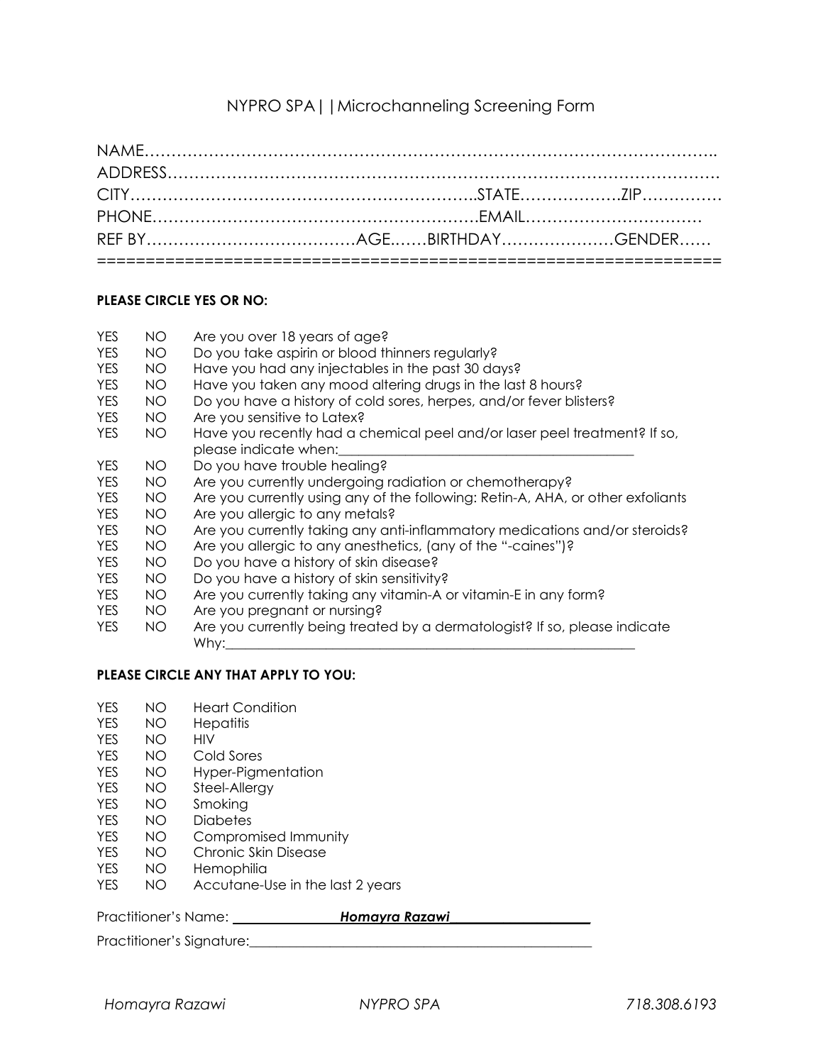# NYPRO SPA||Microchanneling Screening Form

NAME………………………………………………………………………………………..

ADDRESS…………………………………………………………………………………….

CITY……………………………………………………..STATE………………ZIP……………

PHONE…………………………………………………….EMAIL……………………………

REF BY……………………………….AGE.……BIRTHDAY…………………GENDER……

==================================================================

**PLEASE CIRCLE YES OR NO:**

YES NO Are you over 18 years of age?
YES NO Do you take aspirin or blood thinners regularly?
YES NO Have you had any injectables in the past 30 days?
YES NO Have you taken any mood altering drugs in the last 8 hours?
YES NO Do you have a history of cold sores, herpes, and/or fever blisters?
YES NO Are you sensitive to Latex?
YES NO Have you recently had a chemical peel and/or laser peel treatment? If so, please indicate when:___________________________________________
YES NO Do you have trouble healing?
YES NO Are you currently undergoing radiation or chemotherapy?
YES NO Are you currently using any of the following: Retin-A, AHA, or other exfoliants
YES NO Are you allergic to any metals?
YES NO Are you currently taking any anti-inflammatory medications and/or steroids?
YES NO Are you allergic to any anesthetics, (any of the "-caines")?
YES NO Do you have a history of skin disease?
YES NO Do you have a history of skin sensitivity?
YES NO Are you currently taking any vitamin-A or vitamin-E in any form?
YES NO Are you pregnant or nursing?
YES NO Are you currently being treated by a dermatologist? If so, please indicate Why:_____________________________________________________________

**PLEASE CIRCLE ANY THAT APPLY TO YOU:**

YES NO Heart Condition
YES NO Hepatitis
YES NO HIV
YES NO Cold Sores
YES NO Hyper-Pigmentation
YES NO Steel-Allergy
YES NO Smoking
YES NO Diabetes
YES NO Compromised Immunity
YES NO Chronic Skin Disease
YES NO Hemophilia
YES NO Accutane-Use in the last 2 years

Practitioner's Name: ***Homayra Razawi***

Practitioner's Signature:_____________________________________________________

*Homayra Razawi* *NYPRO SPA* *718.308.6193*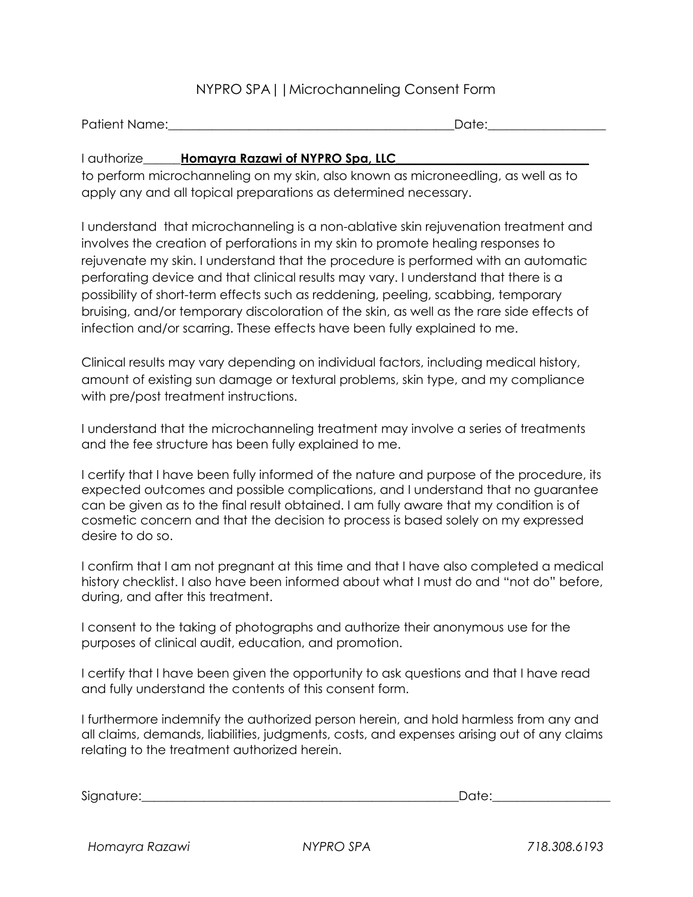# NYPRO SPA||Microchanneling Consent Form

Patient Name:_______________________________________________Date:__________________

I authorize______**Homayra Razawi of NYPRO Spa, LLC**______________________________ to perform microchanneling on my skin, also known as microneedling, as well as to apply any and all topical preparations as determined necessary.

I understand that microchanneling is a non-ablative skin rejuvenation treatment and involves the creation of perforations in my skin to promote healing responses to rejuvenate my skin. I understand that the procedure is performed with an automatic perforating device and that clinical results may vary. I understand that there is a possibility of short-term effects such as reddening, peeling, scabbing, temporary bruising, and/or temporary discoloration of the skin, as well as the rare side effects of infection and/or scarring. These effects have been fully explained to me.

Clinical results may vary depending on individual factors, including medical history, amount of existing sun damage or textural problems, skin type, and my compliance with pre/post treatment instructions.

I understand that the microchanneling treatment may involve a series of treatments and the fee structure has been fully explained to me.

I certify that I have been fully informed of the nature and purpose of the procedure, its expected outcomes and possible complications, and I understand that no guarantee can be given as to the final result obtained. I am fully aware that my condition is of cosmetic concern and that the decision to process is based solely on my expressed desire to do so.

I confirm that I am not pregnant at this time and that I have also completed a medical history checklist. I also have been informed about what I must do and "not do" before, during, and after this treatment.

I consent to the taking of photographs and authorize their anonymous use for the purposes of clinical audit, education, and promotion.

I certify that I have been given the opportunity to ask questions and that I have read and fully understand the contents of this consent form.

I furthermore indemnify the authorized person herein, and hold harmless from any and all claims, demands, liabilities, judgments, costs, and expenses arising out of any claims relating to the treatment authorized herein.

Signature:____________________________________________________Date:__________________

*Homayra Razawi* *NYPRO SPA* *718.308.6193*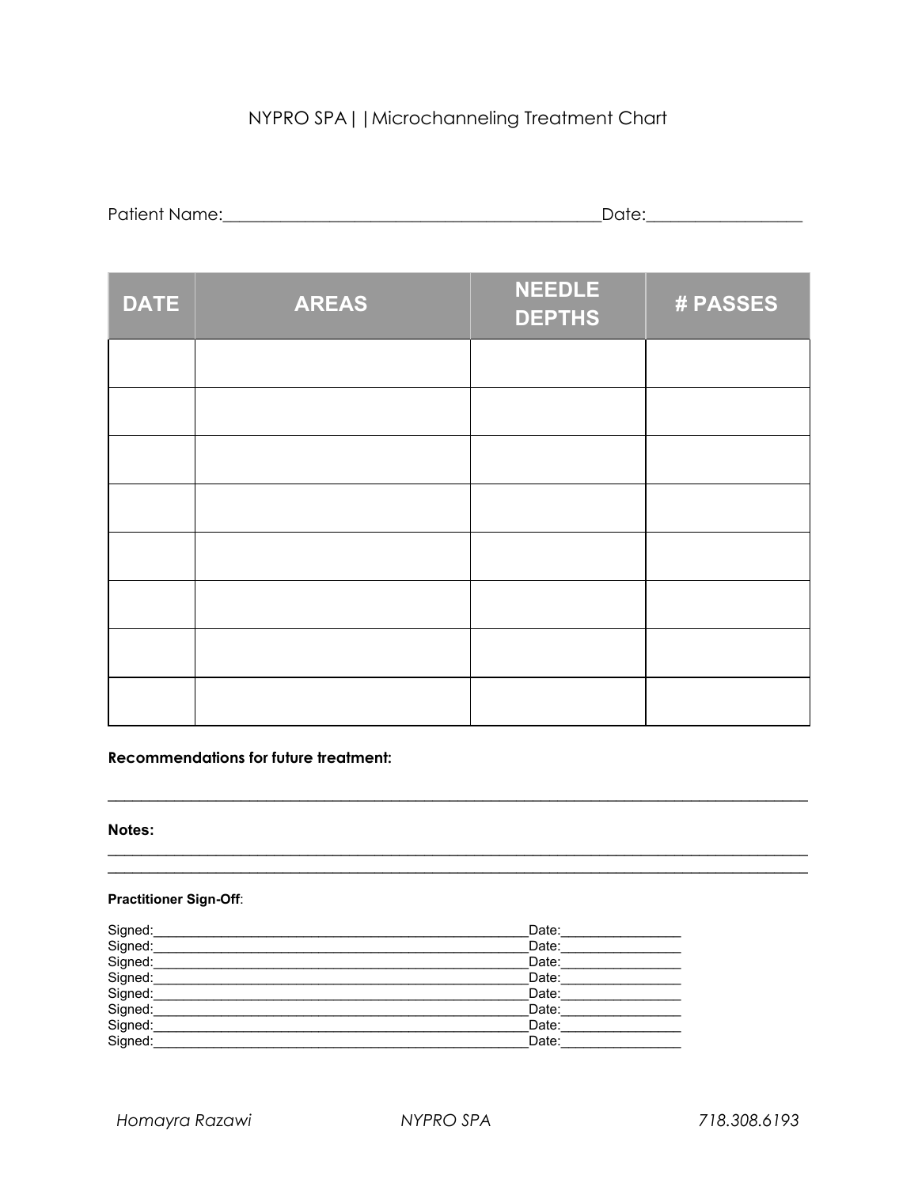# NYPRO SPA||Microchanneling Treatment Chart

Patient Name:_______________________________________________Date:__________________

| DATE | AREAS | NEEDLE DEPTHS | # PASSES |
|---|---|---|---|
| | | | |
| | | | |
| | | | |
| | | | |
| | | | |
| | | | |
| | | | |
| | | | |

**Recommendations for future treatment:**

_____________________________________________________________________________________

**Notes:**

_____________________________________________________________________________________
_____________________________________________________________________________________

**Practitioner Sign-Off**:

Signed:_______________________________________________Date:________________
Signed:_______________________________________________Date:________________
Signed:_______________________________________________Date:________________
Signed:_______________________________________________Date:________________
Signed:_______________________________________________Date:________________
Signed:_______________________________________________Date:________________
Signed:_______________________________________________Date:________________
Signed:_______________________________________________Date:________________